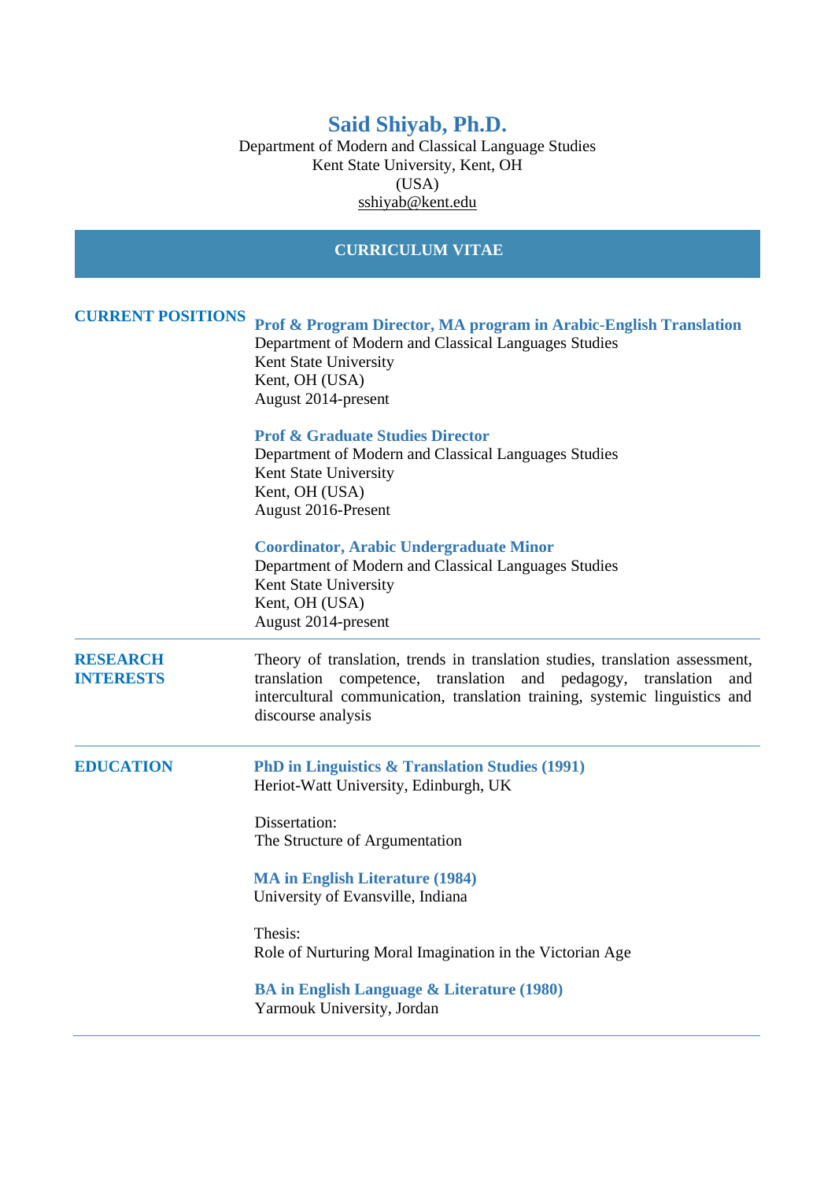# Said Shiyab, Ph.D.

Department of Modern and Classical Language Studies
Kent State University, Kent, OH
(USA)
sshiyab@kent.edu

## CURRICULUM VITAE

## CURRENT POSITIONS

**Prof & Program Director, MA program in Arabic-English Translation**
Department of Modern and Classical Languages Studies
Kent State University
Kent, OH (USA)
August 2014-present

**Prof & Graduate Studies Director**
Department of Modern and Classical Languages Studies
Kent State University
Kent, OH (USA)
August 2016-Present

**Coordinator, Arabic Undergraduate Minor**
Department of Modern and Classical Languages Studies
Kent State University
Kent, OH (USA)
August 2014-present

## RESEARCH INTERESTS

Theory of translation, trends in translation studies, translation assessment, translation competence, translation and pedagogy, translation and intercultural communication, translation training, systemic linguistics and discourse analysis

## EDUCATION

**PhD in Linguistics & Translation Studies (1991)**
Heriot-Watt University, Edinburgh, UK

Dissertation:
The Structure of Argumentation

**MA in English Literature (1984)**
University of Evansville, Indiana

Thesis:
Role of Nurturing Moral Imagination in the Victorian Age

**BA in English Language & Literature (1980)**
Yarmouk University, Jordan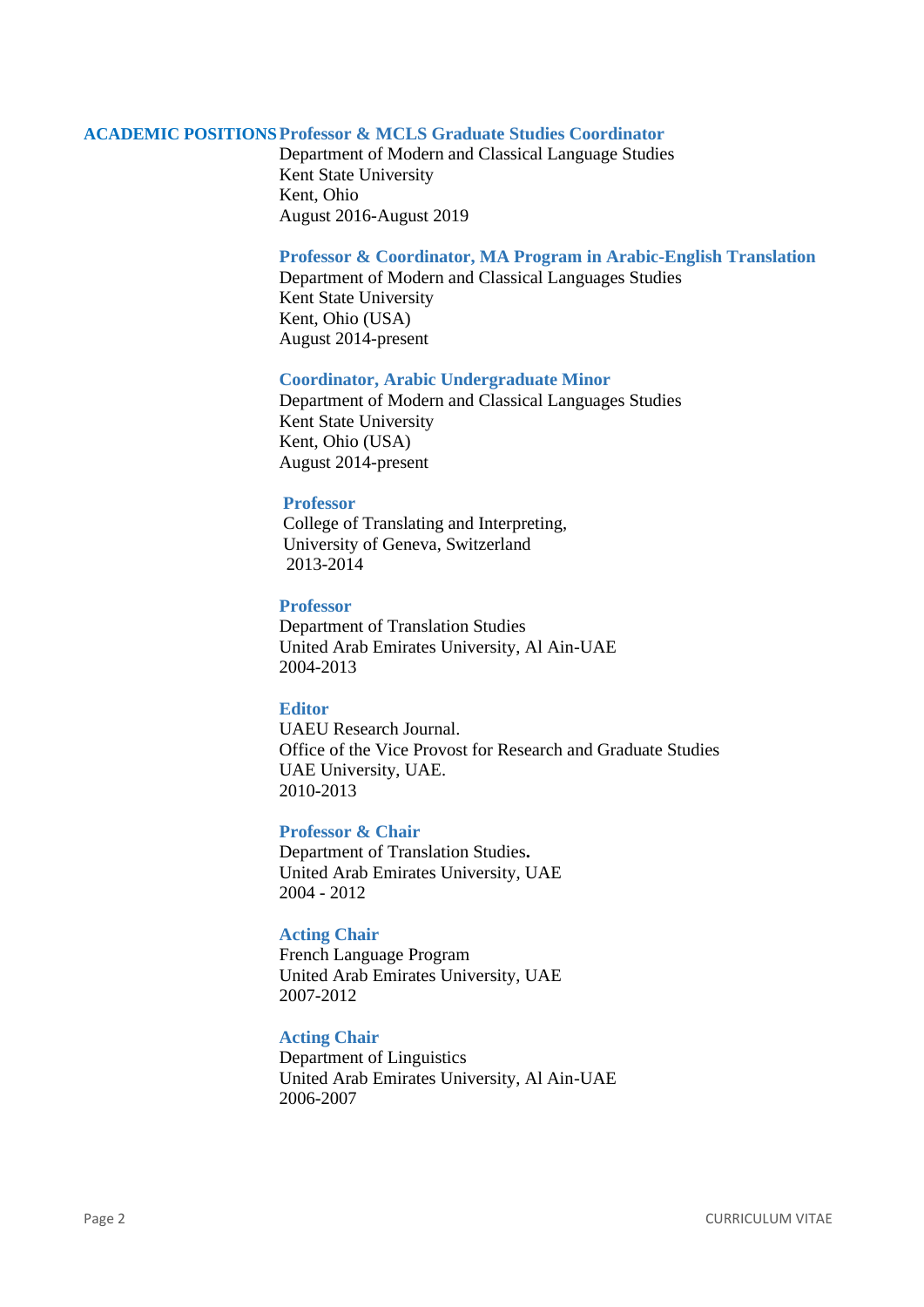## ACADEMIC POSITIONS

**Professor & MCLS Graduate Studies Coordinator**
Department of Modern and Classical Language Studies
Kent State University
Kent, Ohio
August 2016-August 2019

**Professor & Coordinator, MA Program in Arabic-English Translation**
Department of Modern and Classical Languages Studies
Kent State University
Kent, Ohio (USA)
August 2014-present

**Coordinator, Arabic Undergraduate Minor**
Department of Modern and Classical Languages Studies
Kent State University
Kent, Ohio (USA)
August 2014-present

**Professor**
College of Translating and Interpreting,
University of Geneva, Switzerland
2013-2014

**Professor**
Department of Translation Studies
United Arab Emirates University, Al Ain-UAE
2004-2013

**Editor**
UAEU Research Journal.
Office of the Vice Provost for Research and Graduate Studies
UAE University, UAE.
2010-2013

**Professor & Chair**
Department of Translation Studies**.**
United Arab Emirates University, UAE
2004 - 2012

**Acting Chair**
French Language Program
United Arab Emirates University, UAE
2007-2012

**Acting Chair**
Department of Linguistics
United Arab Emirates University, Al Ain-UAE
2006-2007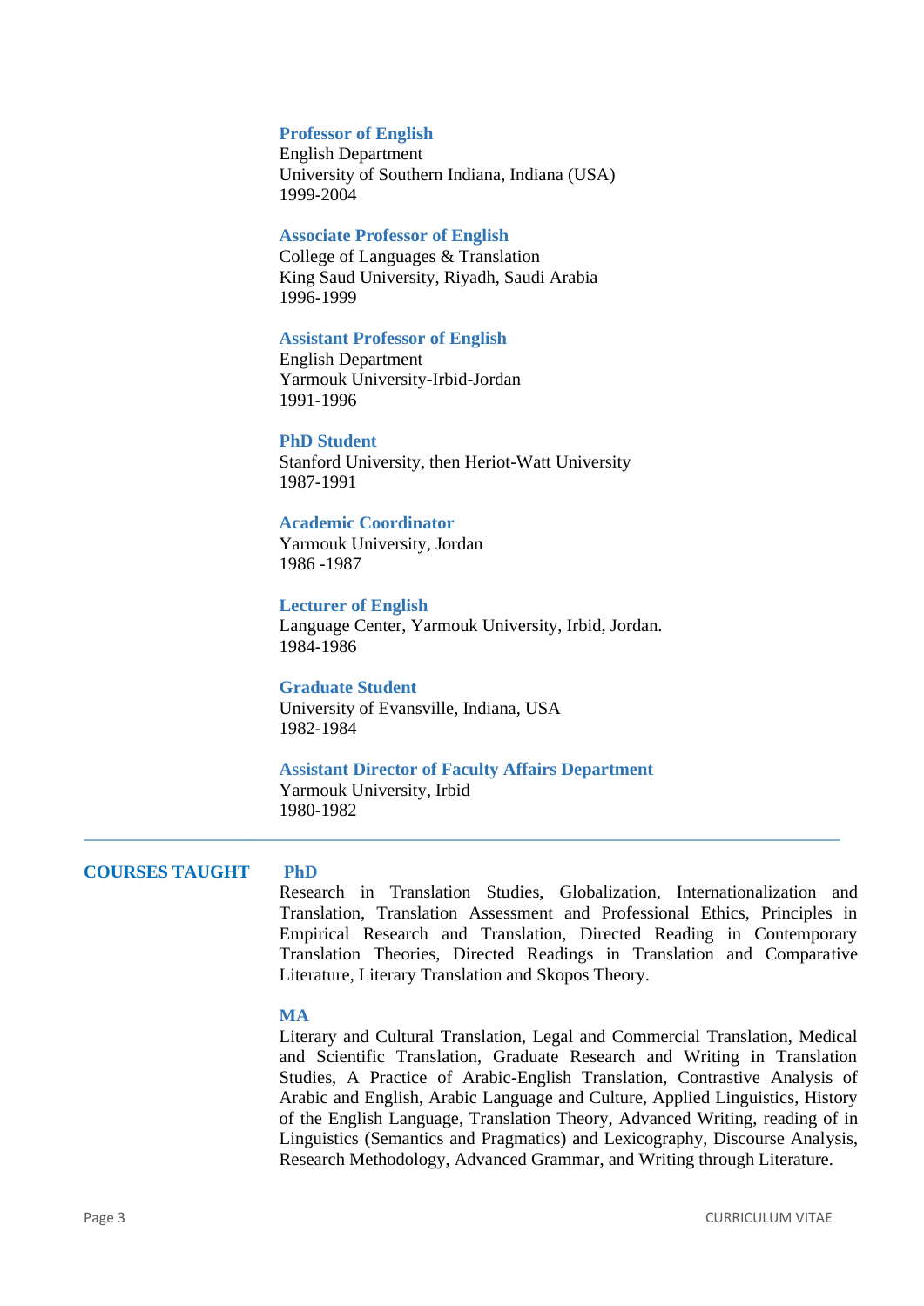**Professor of English**
English Department
University of Southern Indiana, Indiana (USA)
1999-2004

**Associate Professor of English**
College of Languages & Translation
King Saud University, Riyadh, Saudi Arabia
1996-1999

**Assistant Professor of English**
English Department
Yarmouk University-Irbid-Jordan
1991-1996

**PhD Student**
Stanford University, then Heriot-Watt University
1987-1991

**Academic Coordinator**
Yarmouk University, Jordan
1986 -1987

**Lecturer of English**
Language Center, Yarmouk University, Irbid, Jordan.
1984-1986

**Graduate Student**
University of Evansville, Indiana, USA
1982-1984

**Assistant Director of Faculty Affairs Department**
Yarmouk University, Irbid
1980-1982

---

## COURSES TAUGHT

**PhD**

Research in Translation Studies, Globalization, Internationalization and Translation, Translation Assessment and Professional Ethics, Principles in Empirical Research and Translation, Directed Reading in Contemporary Translation Theories, Directed Readings in Translation and Comparative Literature, Literary Translation and Skopos Theory.

**MA**

Literary and Cultural Translation, Legal and Commercial Translation, Medical and Scientific Translation, Graduate Research and Writing in Translation Studies, A Practice of Arabic-English Translation, Contrastive Analysis of Arabic and English, Arabic Language and Culture, Applied Linguistics, History of the English Language, Translation Theory, Advanced Writing, reading of in Linguistics (Semantics and Pragmatics) and Lexicography, Discourse Analysis, Research Methodology, Advanced Grammar, and Writing through Literature.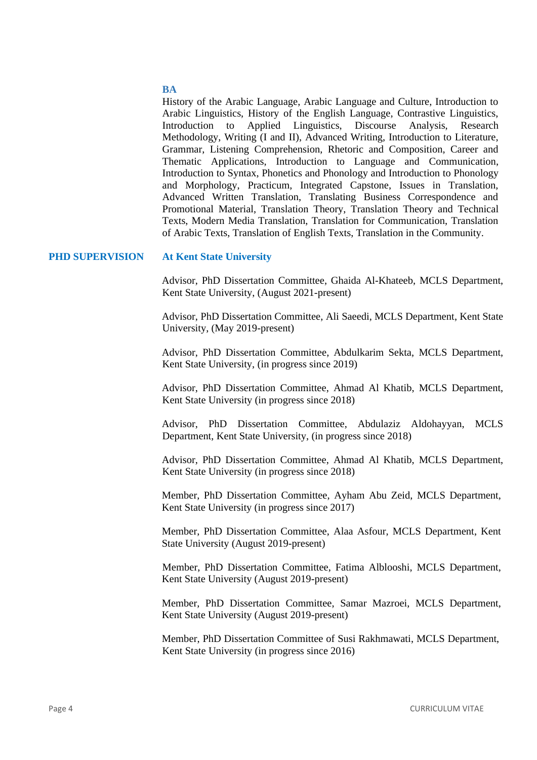### BA

History of the Arabic Language, Arabic Language and Culture, Introduction to Arabic Linguistics, History of the English Language, Contrastive Linguistics, Introduction to Applied Linguistics, Discourse Analysis, Research Methodology, Writing (I and II), Advanced Writing, Introduction to Literature, Grammar, Listening Comprehension, Rhetoric and Composition, Career and Thematic Applications, Introduction to Language and Communication, Introduction to Syntax, Phonetics and Phonology and Introduction to Phonology and Morphology, Practicum, Integrated Capstone, Issues in Translation, Advanced Written Translation, Translating Business Correspondence and Promotional Material, Translation Theory, Translation Theory and Technical Texts, Modern Media Translation, Translation for Communication, Translation of Arabic Texts, Translation of English Texts, Translation in the Community.

## PHD SUPERVISION

### At Kent State University

Advisor, PhD Dissertation Committee, Ghaida Al-Khateeb, MCLS Department, Kent State University, (August 2021-present)

Advisor, PhD Dissertation Committee, Ali Saeedi, MCLS Department, Kent State University, (May 2019-present)

Advisor, PhD Dissertation Committee, Abdulkarim Sekta, MCLS Department, Kent State University, (in progress since 2019)

Advisor, PhD Dissertation Committee, Ahmad Al Khatib, MCLS Department, Kent State University (in progress since 2018)

Advisor, PhD Dissertation Committee, Abdulaziz Aldohayyan, MCLS Department, Kent State University, (in progress since 2018)

Advisor, PhD Dissertation Committee, Ahmad Al Khatib, MCLS Department, Kent State University (in progress since 2018)

Member, PhD Dissertation Committee, Ayham Abu Zeid, MCLS Department, Kent State University (in progress since 2017)

Member, PhD Dissertation Committee, Alaa Asfour, MCLS Department, Kent State University (August 2019-present)

Member, PhD Dissertation Committee, Fatima Alblooshi, MCLS Department, Kent State University (August 2019-present)

Member, PhD Dissertation Committee, Samar Mazroei, MCLS Department, Kent State University (August 2019-present)

Member, PhD Dissertation Committee of Susi Rakhmawati, MCLS Department, Kent State University (in progress since 2016)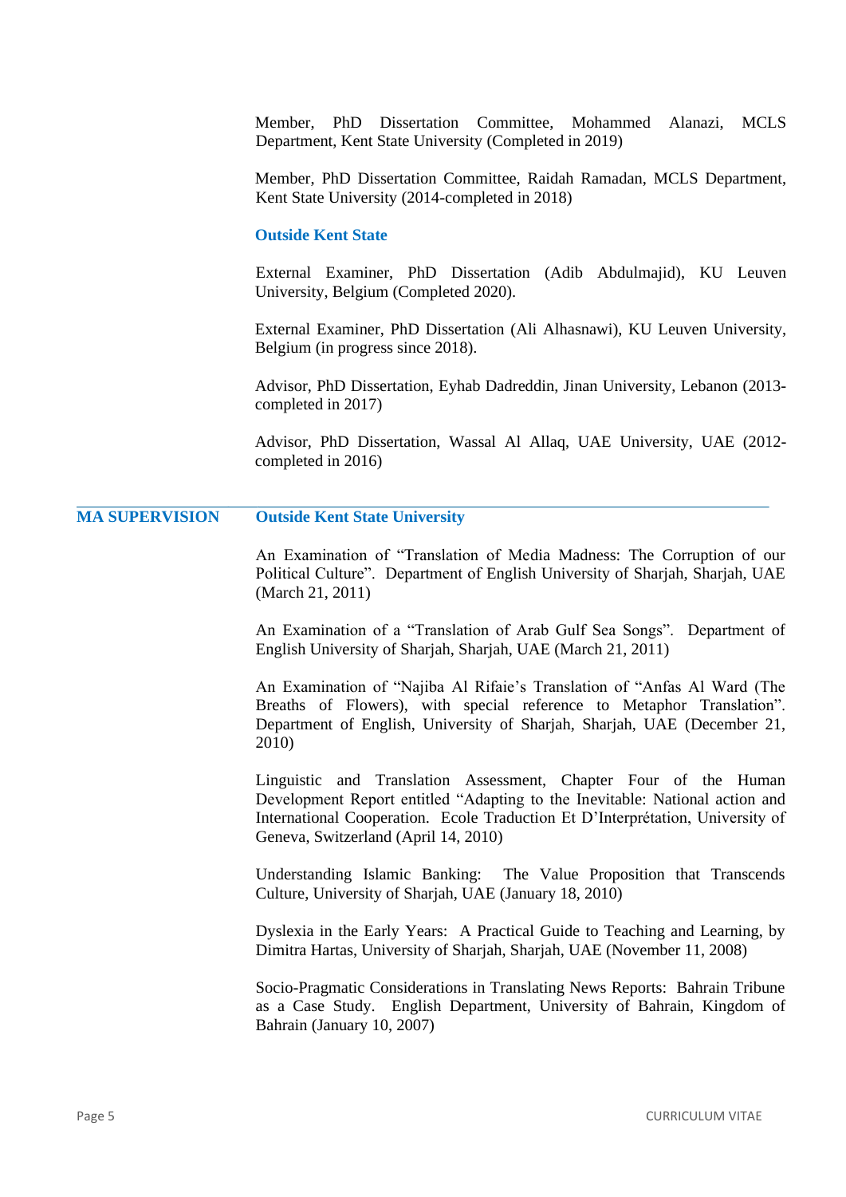Member, PhD Dissertation Committee, Mohammed Alanazi, MCLS Department, Kent State University (Completed in 2019)

Member, PhD Dissertation Committee, Raidah Ramadan, MCLS Department, Kent State University (2014-completed in 2018)

### Outside Kent State

External Examiner, PhD Dissertation (Adib Abdulmajid), KU Leuven University, Belgium (Completed 2020).

External Examiner, PhD Dissertation (Ali Alhasnawi), KU Leuven University, Belgium (in progress since 2018).

Advisor, PhD Dissertation, Eyhab Dadreddin, Jinan University, Lebanon (2013-completed in 2017)

Advisor, PhD Dissertation, Wassal Al Allaq, UAE University, UAE (2012-completed in 2016)

## MA SUPERVISION

### Outside Kent State University

An Examination of "Translation of Media Madness: The Corruption of our Political Culture". Department of English University of Sharjah, Sharjah, UAE (March 21, 2011)

An Examination of a "Translation of Arab Gulf Sea Songs". Department of English University of Sharjah, Sharjah, UAE (March 21, 2011)

An Examination of "Najiba Al Rifaie's Translation of "Anfas Al Ward (The Breaths of Flowers), with special reference to Metaphor Translation". Department of English, University of Sharjah, Sharjah, UAE (December 21, 2010)

Linguistic and Translation Assessment, Chapter Four of the Human Development Report entitled "Adapting to the Inevitable: National action and International Cooperation. Ecole Traduction Et D'Interprétation, University of Geneva, Switzerland (April 14, 2010)

Understanding Islamic Banking: The Value Proposition that Transcends Culture, University of Sharjah, UAE (January 18, 2010)

Dyslexia in the Early Years: A Practical Guide to Teaching and Learning, by Dimitra Hartas, University of Sharjah, Sharjah, UAE (November 11, 2008)

Socio-Pragmatic Considerations in Translating News Reports: Bahrain Tribune as a Case Study. English Department, University of Bahrain, Kingdom of Bahrain (January 10, 2007)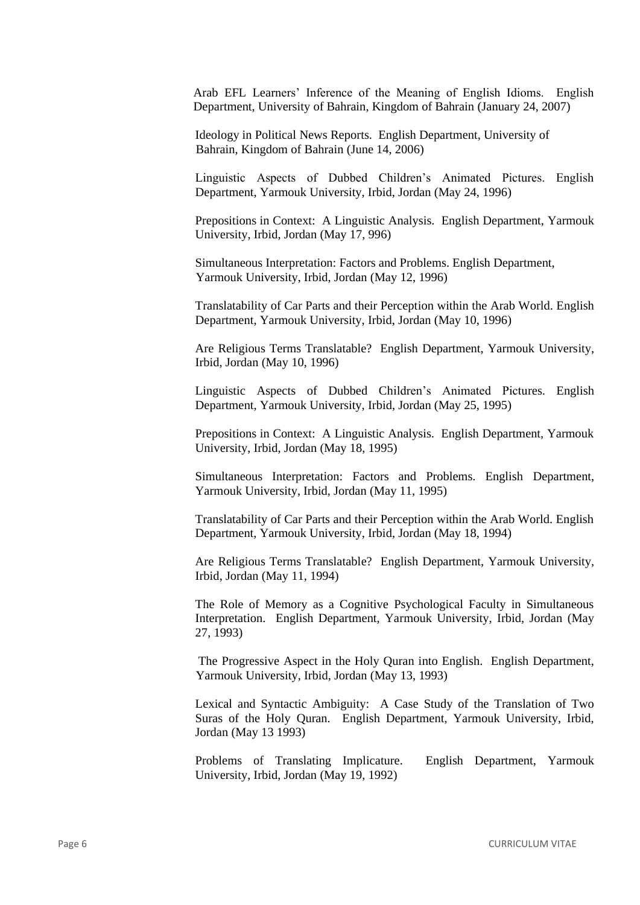Arab EFL Learners' Inference of the Meaning of English Idioms. English Department, University of Bahrain, Kingdom of Bahrain (January 24, 2007)

Ideology in Political News Reports. English Department, University of Bahrain, Kingdom of Bahrain (June 14, 2006)

Linguistic Aspects of Dubbed Children's Animated Pictures. English Department, Yarmouk University, Irbid, Jordan (May 24, 1996)

Prepositions in Context: A Linguistic Analysis. English Department, Yarmouk University, Irbid, Jordan (May 17, 996)

Simultaneous Interpretation: Factors and Problems. English Department, Yarmouk University, Irbid, Jordan (May 12, 1996)

Translatability of Car Parts and their Perception within the Arab World. English Department, Yarmouk University, Irbid, Jordan (May 10, 1996)

Are Religious Terms Translatable? English Department, Yarmouk University, Irbid, Jordan (May 10, 1996)

Linguistic Aspects of Dubbed Children's Animated Pictures. English Department, Yarmouk University, Irbid, Jordan (May 25, 1995)

Prepositions in Context: A Linguistic Analysis. English Department, Yarmouk University, Irbid, Jordan (May 18, 1995)

Simultaneous Interpretation: Factors and Problems. English Department, Yarmouk University, Irbid, Jordan (May 11, 1995)

Translatability of Car Parts and their Perception within the Arab World. English Department, Yarmouk University, Irbid, Jordan (May 18, 1994)

Are Religious Terms Translatable? English Department, Yarmouk University, Irbid, Jordan (May 11, 1994)

The Role of Memory as a Cognitive Psychological Faculty in Simultaneous Interpretation. English Department, Yarmouk University, Irbid, Jordan (May 27, 1993)

The Progressive Aspect in the Holy Quran into English. English Department, Yarmouk University, Irbid, Jordan (May 13, 1993)

Lexical and Syntactic Ambiguity: A Case Study of the Translation of Two Suras of the Holy Quran. English Department, Yarmouk University, Irbid, Jordan (May 13 1993)

Problems of Translating Implicature. English Department, Yarmouk University, Irbid, Jordan (May 19, 1992)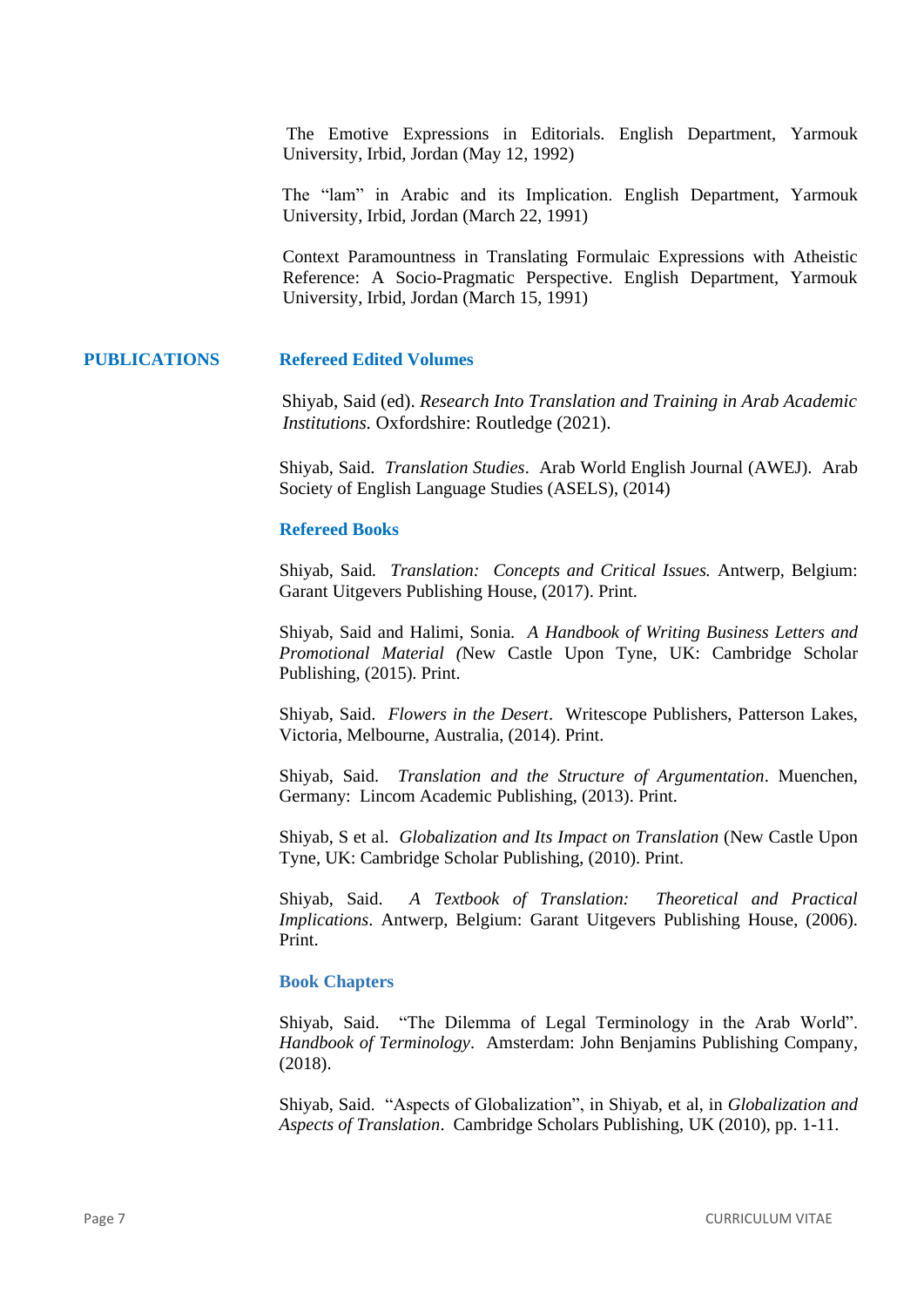The Emotive Expressions in Editorials. English Department, Yarmouk University, Irbid, Jordan (May 12, 1992)

The "lam" in Arabic and its Implication. English Department, Yarmouk University, Irbid, Jordan (March 22, 1991)

Context Paramountness in Translating Formulaic Expressions with Atheistic Reference: A Socio-Pragmatic Perspective. English Department, Yarmouk University, Irbid, Jordan (March 15, 1991)

## PUBLICATIONS

### Refereed Edited Volumes

Shiyab, Said (ed). *Research Into Translation and Training in Arab Academic Institutions.* Oxfordshire: Routledge (2021).

Shiyab, Said. *Translation Studies*. Arab World English Journal (AWEJ). Arab Society of English Language Studies (ASELS), (2014)

### Refereed Books

Shiyab, Said. *Translation: Concepts and Critical Issues.* Antwerp, Belgium: Garant Uitgevers Publishing House, (2017). Print.

Shiyab, Said and Halimi, Sonia. *A Handbook of Writing Business Letters and Promotional Material (*New Castle Upon Tyne, UK: Cambridge Scholar Publishing, (2015). Print.

Shiyab, Said. *Flowers in the Desert*. Writescope Publishers, Patterson Lakes, Victoria, Melbourne, Australia, (2014). Print.

Shiyab, Said. *Translation and the Structure of Argumentation*. Muenchen, Germany: Lincom Academic Publishing, (2013). Print.

Shiyab, S et al. *Globalization and Its Impact on Translation* (New Castle Upon Tyne, UK: Cambridge Scholar Publishing, (2010). Print.

Shiyab, Said. *A Textbook of Translation: Theoretical and Practical Implications*. Antwerp, Belgium: Garant Uitgevers Publishing House, (2006). Print.

### Book Chapters

Shiyab, Said. "The Dilemma of Legal Terminology in the Arab World". *Handbook of Terminology*. Amsterdam: John Benjamins Publishing Company, (2018).

Shiyab, Said. "Aspects of Globalization", in Shiyab, et al, in *Globalization and Aspects of Translation*. Cambridge Scholars Publishing, UK (2010), pp. 1-11.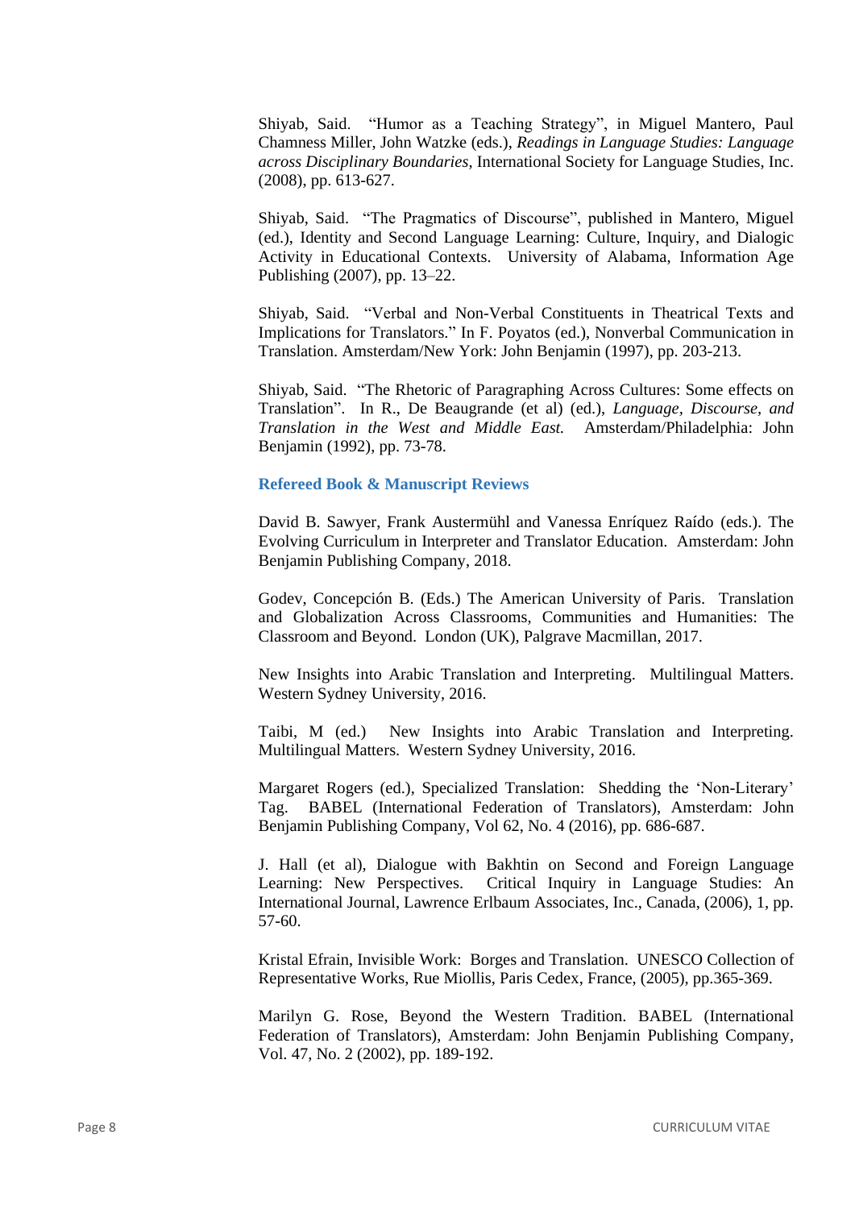Shiyab, Said. "Humor as a Teaching Strategy", in Miguel Mantero, Paul Chamness Miller, John Watzke (eds.), *Readings in Language Studies: Language across Disciplinary Boundaries*, International Society for Language Studies, Inc. (2008), pp. 613-627.

Shiyab, Said. "The Pragmatics of Discourse", published in Mantero, Miguel (ed.), Identity and Second Language Learning: Culture, Inquiry, and Dialogic Activity in Educational Contexts. University of Alabama, Information Age Publishing (2007), pp. 13–22.

Shiyab, Said. "Verbal and Non-Verbal Constituents in Theatrical Texts and Implications for Translators." In F. Poyatos (ed.), Nonverbal Communication in Translation. Amsterdam/New York: John Benjamin (1997), pp. 203-213.

Shiyab, Said. "The Rhetoric of Paragraphing Across Cultures: Some effects on Translation". In R., De Beaugrande (et al) (ed.), *Language, Discourse, and Translation in the West and Middle East.* Amsterdam/Philadelphia: John Benjamin (1992), pp. 73-78.

### Refereed Book & Manuscript Reviews

David B. Sawyer, Frank Austermühl and Vanessa Enríquez Raído (eds.). The Evolving Curriculum in Interpreter and Translator Education. Amsterdam: John Benjamin Publishing Company, 2018.

Godev, Concepción B. (Eds.) The American University of Paris. Translation and Globalization Across Classrooms, Communities and Humanities: The Classroom and Beyond. London (UK), Palgrave Macmillan, 2017.

New Insights into Arabic Translation and Interpreting. Multilingual Matters. Western Sydney University, 2016.

Taibi, M (ed.) New Insights into Arabic Translation and Interpreting. Multilingual Matters. Western Sydney University, 2016.

Margaret Rogers (ed.), Specialized Translation: Shedding the 'Non-Literary' Tag. BABEL (International Federation of Translators), Amsterdam: John Benjamin Publishing Company, Vol 62, No. 4 (2016), pp. 686-687.

J. Hall (et al), Dialogue with Bakhtin on Second and Foreign Language Learning: New Perspectives. Critical Inquiry in Language Studies: An International Journal, Lawrence Erlbaum Associates, Inc., Canada, (2006), 1, pp. 57-60.

Kristal Efrain, Invisible Work: Borges and Translation. UNESCO Collection of Representative Works, Rue Miollis, Paris Cedex, France, (2005), pp.365-369.

Marilyn G. Rose, Beyond the Western Tradition. BABEL (International Federation of Translators), Amsterdam: John Benjamin Publishing Company, Vol. 47, No. 2 (2002), pp. 189-192.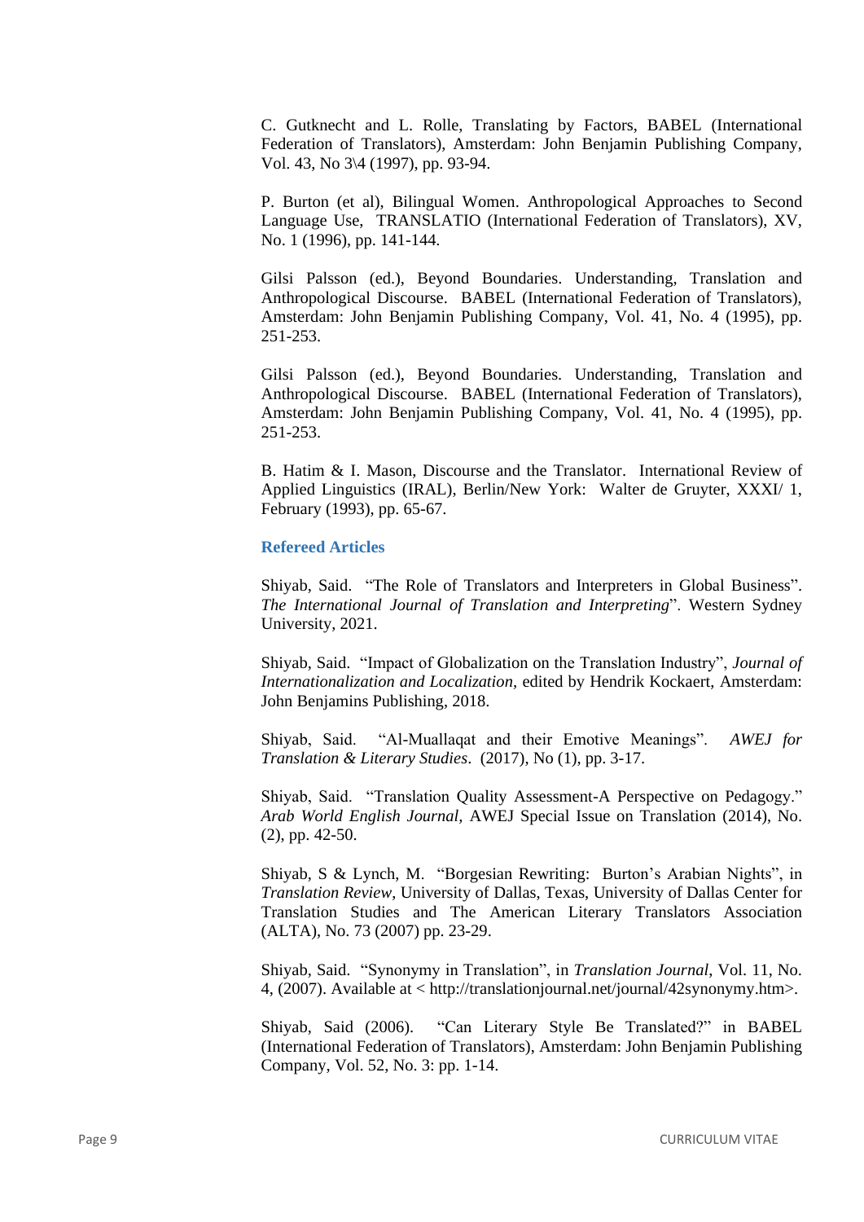C. Gutknecht and L. Rolle, Translating by Factors, BABEL (International Federation of Translators), Amsterdam: John Benjamin Publishing Company, Vol. 43, No 3\4 (1997), pp. 93-94.

P. Burton (et al), Bilingual Women. Anthropological Approaches to Second Language Use, TRANSLATIO (International Federation of Translators), XV, No. 1 (1996), pp. 141-144.

Gilsi Palsson (ed.), Beyond Boundaries. Understanding, Translation and Anthropological Discourse. BABEL (International Federation of Translators), Amsterdam: John Benjamin Publishing Company, Vol. 41, No. 4 (1995), pp. 251-253.

Gilsi Palsson (ed.), Beyond Boundaries. Understanding, Translation and Anthropological Discourse. BABEL (International Federation of Translators), Amsterdam: John Benjamin Publishing Company, Vol. 41, No. 4 (1995), pp. 251-253.

B. Hatim & I. Mason, Discourse and the Translator. International Review of Applied Linguistics (IRAL), Berlin/New York: Walter de Gruyter, XXXI/ 1, February (1993), pp. 65-67.

### Refereed Articles

Shiyab, Said. "The Role of Translators and Interpreters in Global Business". *The International Journal of Translation and Interpreting*". Western Sydney University, 2021.

Shiyab, Said. "Impact of Globalization on the Translation Industry", *Journal of Internationalization and Localization,* edited by Hendrik Kockaert, Amsterdam: John Benjamins Publishing, 2018.

Shiyab, Said. "Al-Muallaqat and their Emotive Meanings". *AWEJ for Translation & Literary Studies*. (2017), No (1), pp. 3-17.

Shiyab, Said. "Translation Quality Assessment-A Perspective on Pedagogy." *Arab World English Journal,* AWEJ Special Issue on Translation (2014), No. (2), pp. 42-50.

Shiyab, S & Lynch, M. "Borgesian Rewriting: Burton's Arabian Nights", in *Translation Review*, University of Dallas, Texas, University of Dallas Center for Translation Studies and The American Literary Translators Association (ALTA), No. 73 (2007) pp. 23-29.

Shiyab, Said. "Synonymy in Translation", in *Translation Journal*, Vol. 11, No. 4, (2007). Available at < http://translationjournal.net/journal/42synonymy.htm>.

Shiyab, Said (2006). "Can Literary Style Be Translated?" in BABEL (International Federation of Translators), Amsterdam: John Benjamin Publishing Company, Vol. 52, No. 3: pp. 1-14.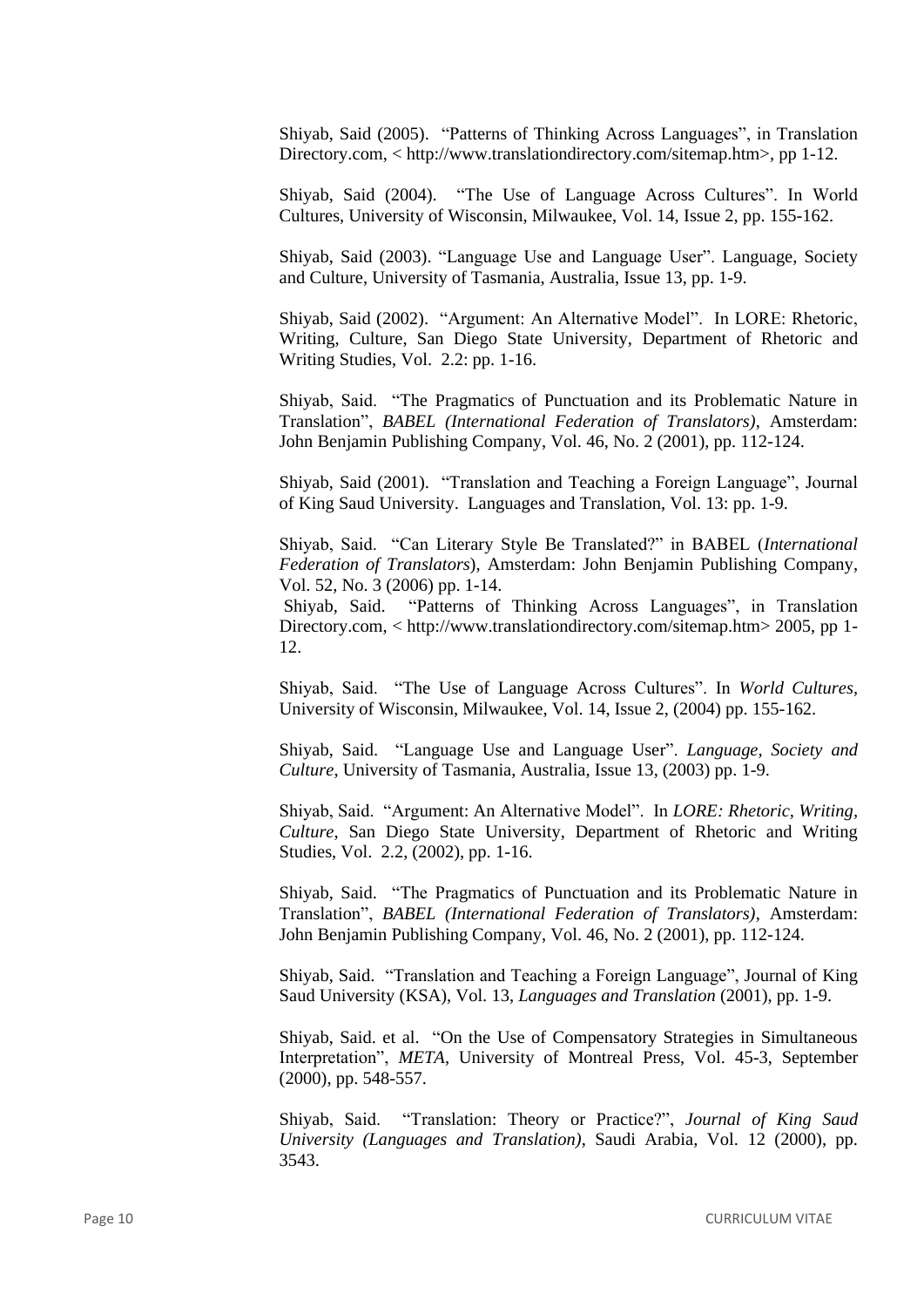Shiyab, Said (2005). "Patterns of Thinking Across Languages", in Translation Directory.com, < http://www.translationdirectory.com/sitemap.htm>, pp 1-12.

Shiyab, Said (2004). "The Use of Language Across Cultures". In World Cultures, University of Wisconsin, Milwaukee, Vol. 14, Issue 2, pp. 155-162.

Shiyab, Said (2003). "Language Use and Language User". Language, Society and Culture, University of Tasmania, Australia, Issue 13, pp. 1-9.

Shiyab, Said (2002). "Argument: An Alternative Model". In LORE: Rhetoric, Writing, Culture, San Diego State University, Department of Rhetoric and Writing Studies, Vol. 2.2: pp. 1-16.

Shiyab, Said. "The Pragmatics of Punctuation and its Problematic Nature in Translation", *BABEL (International Federation of Translators)*, Amsterdam: John Benjamin Publishing Company, Vol. 46, No. 2 (2001), pp. 112-124.

Shiyab, Said (2001). "Translation and Teaching a Foreign Language", Journal of King Saud University. Languages and Translation, Vol. 13: pp. 1-9.

Shiyab, Said. "Can Literary Style Be Translated?" in BABEL (*International Federation of Translators*), Amsterdam: John Benjamin Publishing Company, Vol. 52, No. 3 (2006) pp. 1-14.

Shiyab, Said. "Patterns of Thinking Across Languages", in Translation Directory.com, < http://www.translationdirectory.com/sitemap.htm> 2005, pp 1-12.

Shiyab, Said. "The Use of Language Across Cultures". In *World Cultures*, University of Wisconsin, Milwaukee, Vol. 14, Issue 2, (2004) pp. 155-162.

Shiyab, Said. "Language Use and Language User". *Language, Society and Culture*, University of Tasmania, Australia, Issue 13, (2003) pp. 1-9.

Shiyab, Said. "Argument: An Alternative Model". In *LORE: Rhetoric, Writing, Culture*, San Diego State University, Department of Rhetoric and Writing Studies, Vol. 2.2, (2002), pp. 1-16.

Shiyab, Said. "The Pragmatics of Punctuation and its Problematic Nature in Translation", *BABEL (International Federation of Translators)*, Amsterdam: John Benjamin Publishing Company, Vol. 46, No. 2 (2001), pp. 112-124.

Shiyab, Said. "Translation and Teaching a Foreign Language", Journal of King Saud University (KSA), Vol. 13, *Languages and Translation* (2001), pp. 1-9.

Shiyab, Said. et al. "On the Use of Compensatory Strategies in Simultaneous Interpretation", *META*, University of Montreal Press, Vol. 45-3, September (2000), pp. 548-557.

Shiyab, Said. "Translation: Theory or Practice?", *Journal of King Saud University (Languages and Translation)*, Saudi Arabia, Vol. 12 (2000), pp. 3543.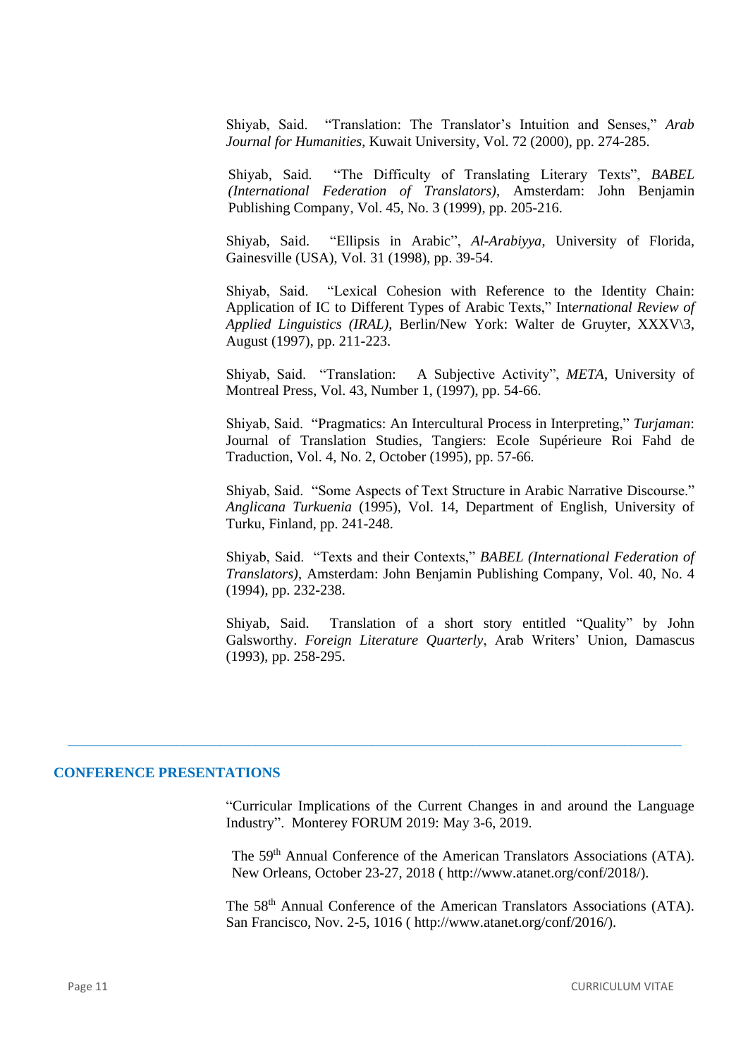Shiyab, Said. "Translation: The Translator's Intuition and Senses," *Arab Journal for Humanities*, Kuwait University, Vol. 72 (2000), pp. 274-285.

Shiyab, Said. "The Difficulty of Translating Literary Texts", *BABEL (International Federation of Translators)*, Amsterdam: John Benjamin Publishing Company, Vol. 45, No. 3 (1999), pp. 205-216.

Shiyab, Said. "Ellipsis in Arabic", *Al-Arabiyya*, University of Florida, Gainesville (USA), Vol. 31 (1998), pp. 39-54.

Shiyab, Said. "Lexical Cohesion with Reference to the Identity Chain: Application of IC to Different Types of Arabic Texts," In*ternational Review of Applied Linguistics (IRAL)*, Berlin/New York: Walter de Gruyter, XXXV\3, August (1997), pp. 211-223.

Shiyab, Said. "Translation: A Subjective Activity", *META*, University of Montreal Press, Vol. 43, Number 1, (1997), pp. 54-66.

Shiyab, Said. "Pragmatics: An Intercultural Process in Interpreting," *Turjaman*: Journal of Translation Studies, Tangiers: Ecole Supérieure Roi Fahd de Traduction, Vol. 4, No. 2, October (1995), pp. 57-66.

Shiyab, Said. "Some Aspects of Text Structure in Arabic Narrative Discourse." *Anglicana Turkuenia* (1995), Vol. 14, Department of English, University of Turku, Finland, pp. 241-248.

Shiyab, Said. "Texts and their Contexts," *BABEL (International Federation of Translators)*, Amsterdam: John Benjamin Publishing Company, Vol. 40, No. 4 (1994), pp. 232-238.

Shiyab, Said. Translation of a short story entitled "Quality" by John Galsworthy. *Foreign Literature Quarterly*, Arab Writers' Union, Damascus (1993), pp. 258-295.

---

## CONFERENCE PRESENTATIONS

"Curricular Implications of the Current Changes in and around the Language Industry". Monterey FORUM 2019: May 3-6, 2019.

The 59th Annual Conference of the American Translators Associations (ATA). New Orleans, October 23-27, 2018 ( http://www.atanet.org/conf/2018/).

The 58th Annual Conference of the American Translators Associations (ATA). San Francisco, Nov. 2-5, 1016 ( http://www.atanet.org/conf/2016/).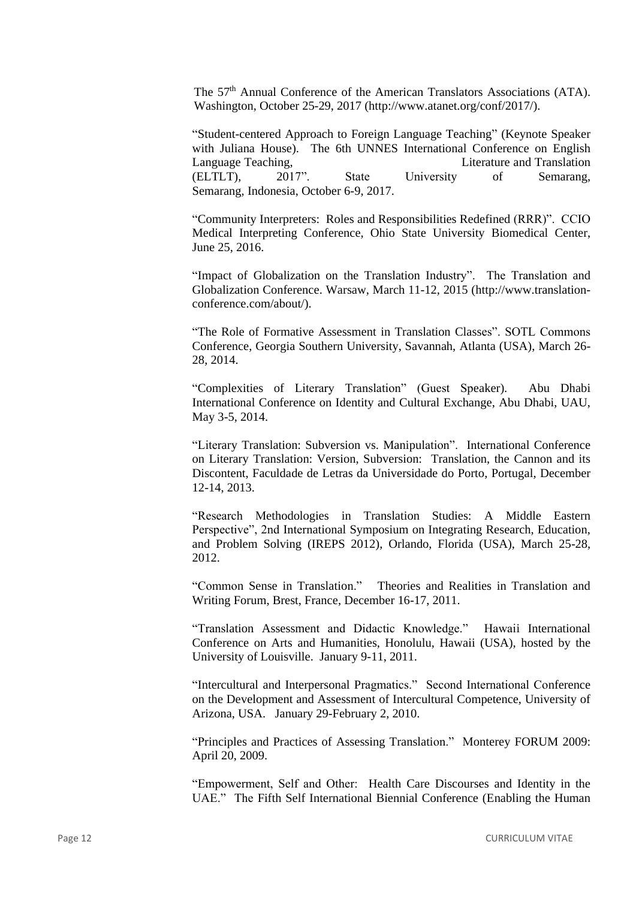The 57th Annual Conference of the American Translators Associations (ATA). Washington, October 25-29, 2017 (http://www.atanet.org/conf/2017/).

"Student-centered Approach to Foreign Language Teaching" (Keynote Speaker with Juliana House). The 6th UNNES International Conference on English Language Teaching, Literature and Translation (ELTLT), 2017". State University of Semarang, Semarang, Indonesia, October 6-9, 2017.

"Community Interpreters: Roles and Responsibilities Redefined (RRR)". CCIO Medical Interpreting Conference, Ohio State University Biomedical Center, June 25, 2016.

"Impact of Globalization on the Translation Industry". The Translation and Globalization Conference. Warsaw, March 11-12, 2015 (http://www.translation-conference.com/about/).

"The Role of Formative Assessment in Translation Classes". SOTL Commons Conference, Georgia Southern University, Savannah, Atlanta (USA), March 26-28, 2014.

"Complexities of Literary Translation" (Guest Speaker). Abu Dhabi International Conference on Identity and Cultural Exchange, Abu Dhabi, UAU, May 3-5, 2014.

"Literary Translation: Subversion vs. Manipulation". International Conference on Literary Translation: Version, Subversion: Translation, the Cannon and its Discontent, Faculdade de Letras da Universidade do Porto, Portugal, December 12-14, 2013.

"Research Methodologies in Translation Studies: A Middle Eastern Perspective", 2nd International Symposium on Integrating Research, Education, and Problem Solving (IREPS 2012), Orlando, Florida (USA), March 25-28, 2012.

"Common Sense in Translation." Theories and Realities in Translation and Writing Forum, Brest, France, December 16-17, 2011.

"Translation Assessment and Didactic Knowledge." Hawaii International Conference on Arts and Humanities, Honolulu, Hawaii (USA), hosted by the University of Louisville. January 9-11, 2011.

"Intercultural and Interpersonal Pragmatics." Second International Conference on the Development and Assessment of Intercultural Competence, University of Arizona, USA. January 29-February 2, 2010.

"Principles and Practices of Assessing Translation." Monterey FORUM 2009: April 20, 2009.

"Empowerment, Self and Other: Health Care Discourses and Identity in the UAE." The Fifth Self International Biennial Conference (Enabling the Human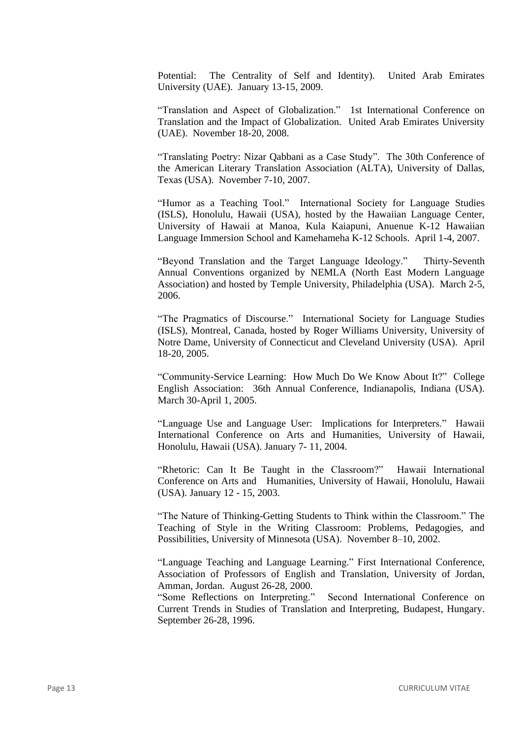Potential: The Centrality of Self and Identity). United Arab Emirates University (UAE). January 13-15, 2009.

"Translation and Aspect of Globalization." 1st International Conference on Translation and the Impact of Globalization. United Arab Emirates University (UAE). November 18-20, 2008.

"Translating Poetry: Nizar Qabbani as a Case Study". The 30th Conference of the American Literary Translation Association (ALTA), University of Dallas, Texas (USA). November 7-10, 2007.

"Humor as a Teaching Tool." International Society for Language Studies (ISLS), Honolulu, Hawaii (USA), hosted by the Hawaiian Language Center, University of Hawaii at Manoa, Kula Kaiapuni, Anuenue K-12 Hawaiian Language Immersion School and Kamehameha K-12 Schools. April 1-4, 2007.

"Beyond Translation and the Target Language Ideology." Thirty-Seventh Annual Conventions organized by NEMLA (North East Modern Language Association) and hosted by Temple University, Philadelphia (USA). March 2-5, 2006.

"The Pragmatics of Discourse." International Society for Language Studies (ISLS), Montreal, Canada, hosted by Roger Williams University, University of Notre Dame, University of Connecticut and Cleveland University (USA). April 18-20, 2005.

"Community-Service Learning: How Much Do We Know About It?" College English Association: 36th Annual Conference, Indianapolis, Indiana (USA). March 30-April 1, 2005.

"Language Use and Language User: Implications for Interpreters." Hawaii International Conference on Arts and Humanities, University of Hawaii, Honolulu, Hawaii (USA). January 7- 11, 2004.

"Rhetoric: Can It Be Taught in the Classroom?" Hawaii International Conference on Arts and Humanities, University of Hawaii, Honolulu, Hawaii (USA). January 12 - 15, 2003.

"The Nature of Thinking-Getting Students to Think within the Classroom." The Teaching of Style in the Writing Classroom: Problems, Pedagogies, and Possibilities, University of Minnesota (USA). November 8–10, 2002.

"Language Teaching and Language Learning." First International Conference, Association of Professors of English and Translation, University of Jordan, Amman, Jordan. August 26-28, 2000.

"Some Reflections on Interpreting." Second International Conference on Current Trends in Studies of Translation and Interpreting, Budapest, Hungary. September 26-28, 1996.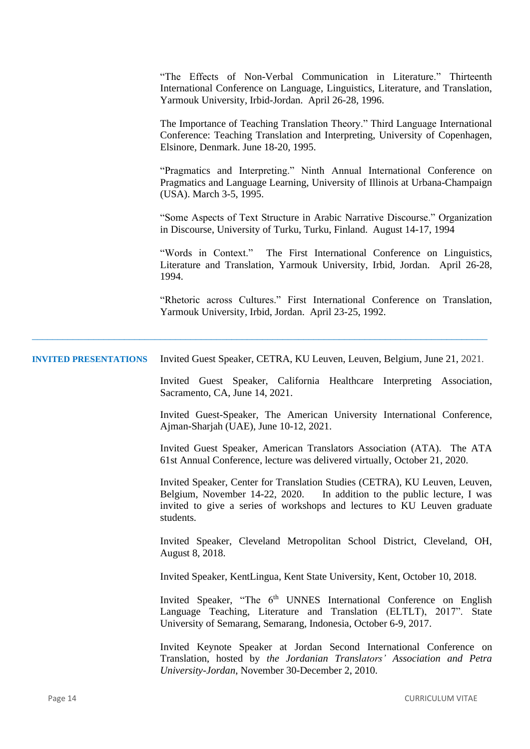"The Effects of Non-Verbal Communication in Literature." Thirteenth International Conference on Language, Linguistics, Literature, and Translation, Yarmouk University, Irbid-Jordan. April 26-28, 1996.

The Importance of Teaching Translation Theory." Third Language International Conference: Teaching Translation and Interpreting, University of Copenhagen, Elsinore, Denmark. June 18-20, 1995.

"Pragmatics and Interpreting." Ninth Annual International Conference on Pragmatics and Language Learning, University of Illinois at Urbana-Champaign (USA). March 3-5, 1995.

"Some Aspects of Text Structure in Arabic Narrative Discourse." Organization in Discourse, University of Turku, Turku, Finland. August 14-17, 1994

"Words in Context." The First International Conference on Linguistics, Literature and Translation, Yarmouk University, Irbid, Jordan. April 26-28, 1994.

"Rhetoric across Cultures." First International Conference on Translation, Yarmouk University, Irbid, Jordan. April 23-25, 1992.

---

## INVITED PRESENTATIONS

Invited Guest Speaker, CETRA, KU Leuven, Leuven, Belgium, June 21, 2021.

Invited Guest Speaker, California Healthcare Interpreting Association, Sacramento, CA, June 14, 2021.

Invited Guest-Speaker, The American University International Conference, Ajman-Sharjah (UAE), June 10-12, 2021.

Invited Guest Speaker, American Translators Association (ATA). The ATA 61st Annual Conference, lecture was delivered virtually, October 21, 2020.

Invited Speaker, Center for Translation Studies (CETRA), KU Leuven, Leuven, Belgium, November 14-22, 2020. In addition to the public lecture, I was invited to give a series of workshops and lectures to KU Leuven graduate students.

Invited Speaker, Cleveland Metropolitan School District, Cleveland, OH, August 8, 2018.

Invited Speaker, KentLingua, Kent State University, Kent, October 10, 2018.

Invited Speaker, "The 6th UNNES International Conference on English Language Teaching, Literature and Translation (ELTLT), 2017". State University of Semarang, Semarang, Indonesia, October 6-9, 2017.

Invited Keynote Speaker at Jordan Second International Conference on Translation, hosted by *the Jordanian Translators' Association and Petra University-Jordan*, November 30-December 2, 2010.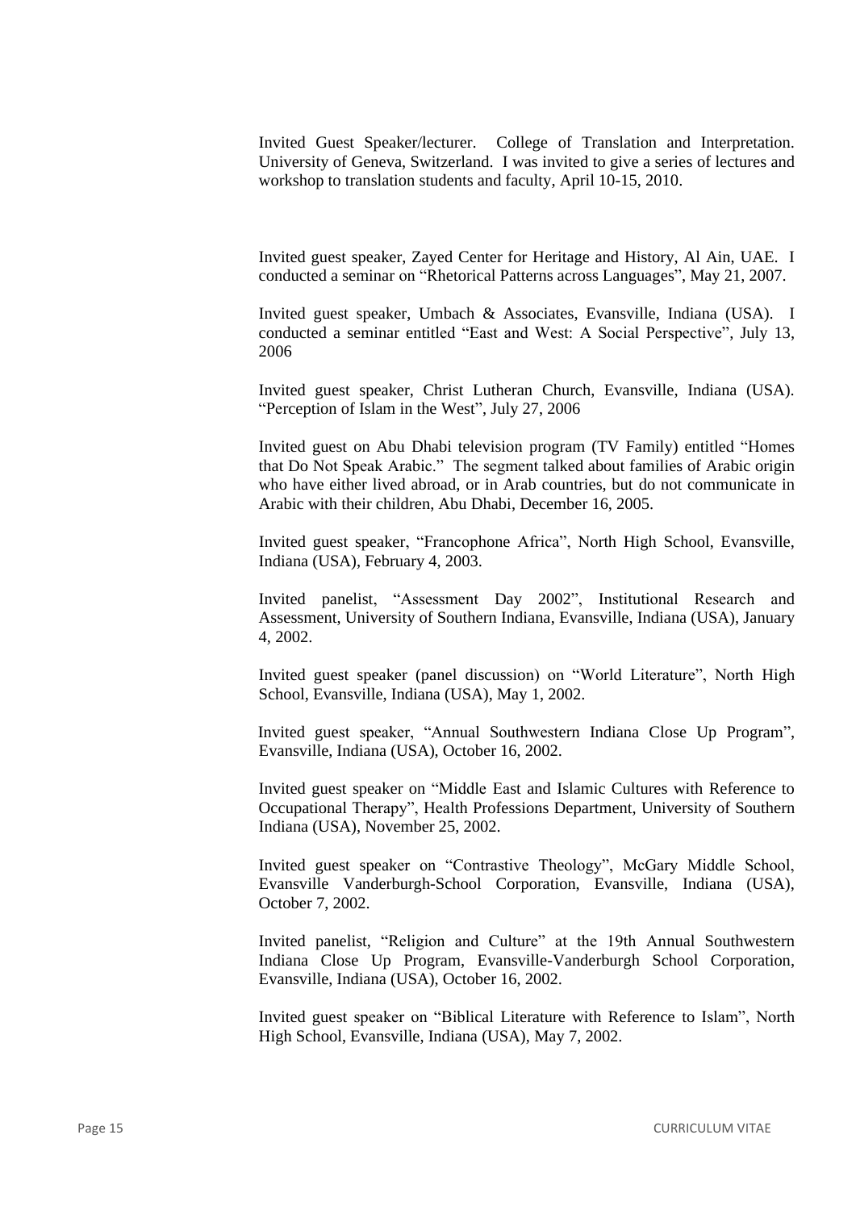Invited Guest Speaker/lecturer. College of Translation and Interpretation. University of Geneva, Switzerland. I was invited to give a series of lectures and workshop to translation students and faculty, April 10-15, 2010.

Invited guest speaker, Zayed Center for Heritage and History, Al Ain, UAE. I conducted a seminar on "Rhetorical Patterns across Languages", May 21, 2007.

Invited guest speaker, Umbach & Associates, Evansville, Indiana (USA). I conducted a seminar entitled "East and West: A Social Perspective", July 13, 2006

Invited guest speaker, Christ Lutheran Church, Evansville, Indiana (USA). "Perception of Islam in the West", July 27, 2006

Invited guest on Abu Dhabi television program (TV Family) entitled "Homes that Do Not Speak Arabic." The segment talked about families of Arabic origin who have either lived abroad, or in Arab countries, but do not communicate in Arabic with their children, Abu Dhabi, December 16, 2005.

Invited guest speaker, "Francophone Africa", North High School, Evansville, Indiana (USA), February 4, 2003.

Invited panelist, "Assessment Day 2002", Institutional Research and Assessment, University of Southern Indiana, Evansville, Indiana (USA), January 4, 2002.

Invited guest speaker (panel discussion) on "World Literature", North High School, Evansville, Indiana (USA), May 1, 2002.

Invited guest speaker, "Annual Southwestern Indiana Close Up Program", Evansville, Indiana (USA), October 16, 2002.

Invited guest speaker on "Middle East and Islamic Cultures with Reference to Occupational Therapy", Health Professions Department, University of Southern Indiana (USA), November 25, 2002.

Invited guest speaker on "Contrastive Theology", McGary Middle School, Evansville Vanderburgh-School Corporation, Evansville, Indiana (USA), October 7, 2002.

Invited panelist, "Religion and Culture" at the 19th Annual Southwestern Indiana Close Up Program, Evansville-Vanderburgh School Corporation, Evansville, Indiana (USA), October 16, 2002.

Invited guest speaker on "Biblical Literature with Reference to Islam", North High School, Evansville, Indiana (USA), May 7, 2002.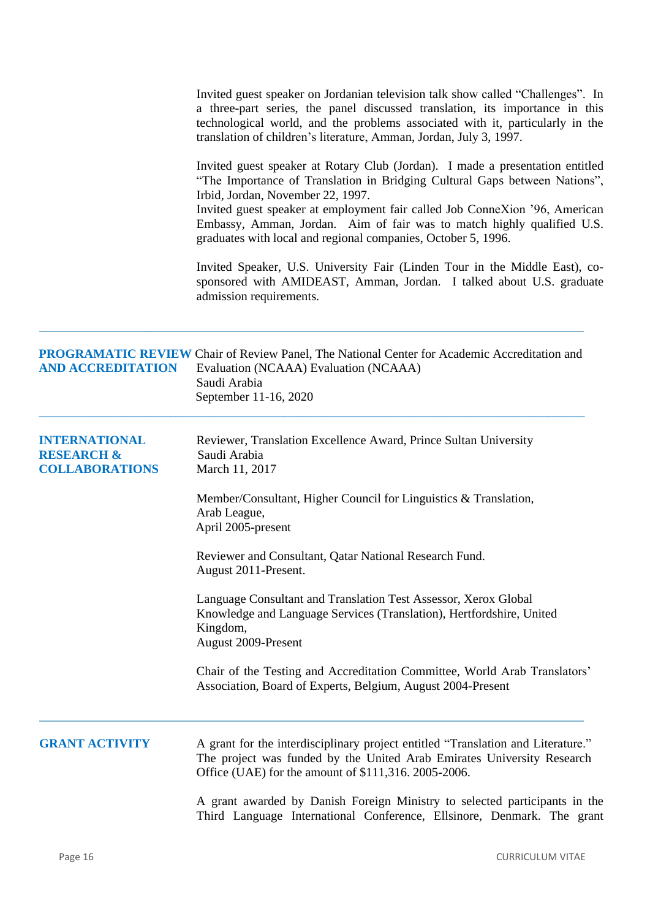Invited guest speaker on Jordanian television talk show called "Challenges". In a three-part series, the panel discussed translation, its importance in this technological world, and the problems associated with it, particularly in the translation of children's literature, Amman, Jordan, July 3, 1997.

Invited guest speaker at Rotary Club (Jordan). I made a presentation entitled "The Importance of Translation in Bridging Cultural Gaps between Nations", Irbid, Jordan, November 22, 1997.
Invited guest speaker at employment fair called Job ConneXion '96, American Embassy, Amman, Jordan. Aim of fair was to match highly qualified U.S. graduates with local and regional companies, October 5, 1996.

Invited Speaker, U.S. University Fair (Linden Tour in the Middle East), co-sponsored with AMIDEAST, Amman, Jordan. I talked about U.S. graduate admission requirements.

---

## PROGRAMATIC REVIEW AND ACCREDITATION

Chair of Review Panel, The National Center for Academic Accreditation and Evaluation (NCAAA) Evaluation (NCAAA)
Saudi Arabia
September 11-16, 2020

---

## INTERNATIONAL RESEARCH & COLLABORATIONS

Reviewer, Translation Excellence Award, Prince Sultan University
Saudi Arabia
March 11, 2017

Member/Consultant, Higher Council for Linguistics & Translation,
Arab League,
April 2005-present

Reviewer and Consultant, Qatar National Research Fund.
August 2011-Present.

Language Consultant and Translation Test Assessor, Xerox Global Knowledge and Language Services (Translation), Hertfordshire, United Kingdom,
August 2009-Present

Chair of the Testing and Accreditation Committee, World Arab Translators' Association, Board of Experts, Belgium, August 2004-Present

---

## GRANT ACTIVITY

A grant for the interdisciplinary project entitled "Translation and Literature." The project was funded by the United Arab Emirates University Research Office (UAE) for the amount of $111,316. 2005-2006.

A grant awarded by Danish Foreign Ministry to selected participants in the Third Language International Conference, Ellsinore, Denmark. The grant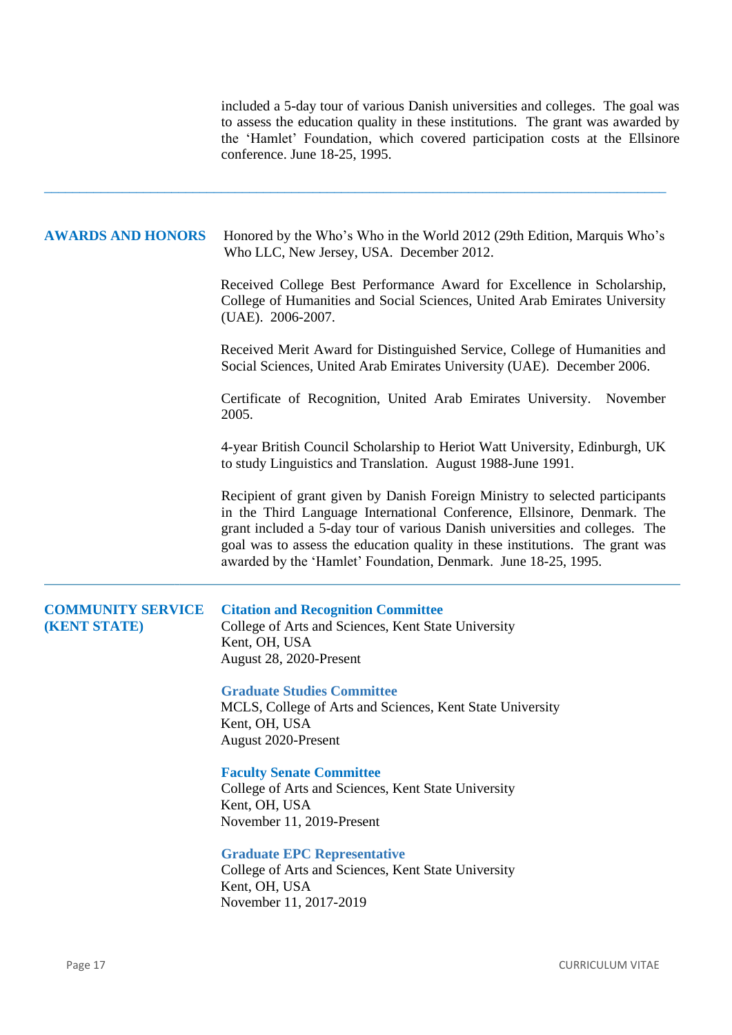included a 5-day tour of various Danish universities and colleges. The goal was to assess the education quality in these institutions. The grant was awarded by the 'Hamlet' Foundation, which covered participation costs at the Ellsinore conference. June 18-25, 1995.

---

## AWARDS AND HONORS

Honored by the Who's Who in the World 2012 (29th Edition, Marquis Who's Who LLC, New Jersey, USA. December 2012.

Received College Best Performance Award for Excellence in Scholarship, College of Humanities and Social Sciences, United Arab Emirates University (UAE). 2006-2007.

Received Merit Award for Distinguished Service, College of Humanities and Social Sciences, United Arab Emirates University (UAE). December 2006.

Certificate of Recognition, United Arab Emirates University. November 2005.

4-year British Council Scholarship to Heriot Watt University, Edinburgh, UK to study Linguistics and Translation. August 1988-June 1991.

Recipient of grant given by Danish Foreign Ministry to selected participants in the Third Language International Conference, Ellsinore, Denmark. The grant included a 5-day tour of various Danish universities and colleges. The goal was to assess the education quality in these institutions. The grant was awarded by the 'Hamlet' Foundation, Denmark. June 18-25, 1995.

---

## COMMUNITY SERVICE (KENT STATE)

**Citation and Recognition Committee**
College of Arts and Sciences, Kent State University
Kent, OH, USA
August 28, 2020-Present

**Graduate Studies Committee**
MCLS, College of Arts and Sciences, Kent State University
Kent, OH, USA
August 2020-Present

**Faculty Senate Committee**
College of Arts and Sciences, Kent State University
Kent, OH, USA
November 11, 2019-Present

**Graduate EPC Representative**
College of Arts and Sciences, Kent State University
Kent, OH, USA
November 11, 2017-2019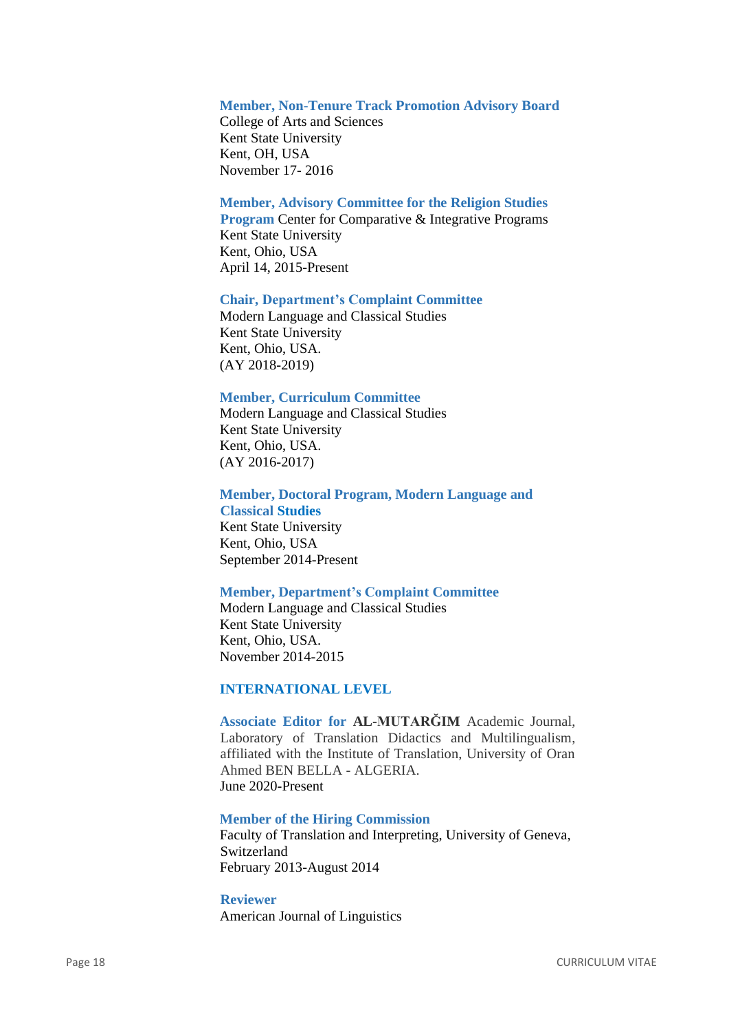**Member, Non-Tenure Track Promotion Advisory Board**
College of Arts and Sciences
Kent State University
Kent, OH, USA
November 17- 2016

**Member, Advisory Committee for the Religion Studies Program** Center for Comparative & Integrative Programs
Kent State University
Kent, Ohio, USA
April 14, 2015-Present

**Chair, Department's Complaint Committee**
Modern Language and Classical Studies
Kent State University
Kent, Ohio, USA.
(AY 2018-2019)

**Member, Curriculum Committee**
Modern Language and Classical Studies
Kent State University
Kent, Ohio, USA.
(AY 2016-2017)

**Member, Doctoral Program, Modern Language and Classical Studies**
Kent State University
Kent, Ohio, USA
September 2014-Present

**Member, Department's Complaint Committee**
Modern Language and Classical Studies
Kent State University
Kent, Ohio, USA.
November 2014-2015

## INTERNATIONAL LEVEL

**Associate Editor for AL-MUTARĞIM** Academic Journal, Laboratory of Translation Didactics and Multilingualism, affiliated with the Institute of Translation, University of Oran Ahmed BEN BELLA - ALGERIA.
June 2020-Present

**Member of the Hiring Commission**
Faculty of Translation and Interpreting, University of Geneva, Switzerland
February 2013-August 2014

**Reviewer**
American Journal of Linguistics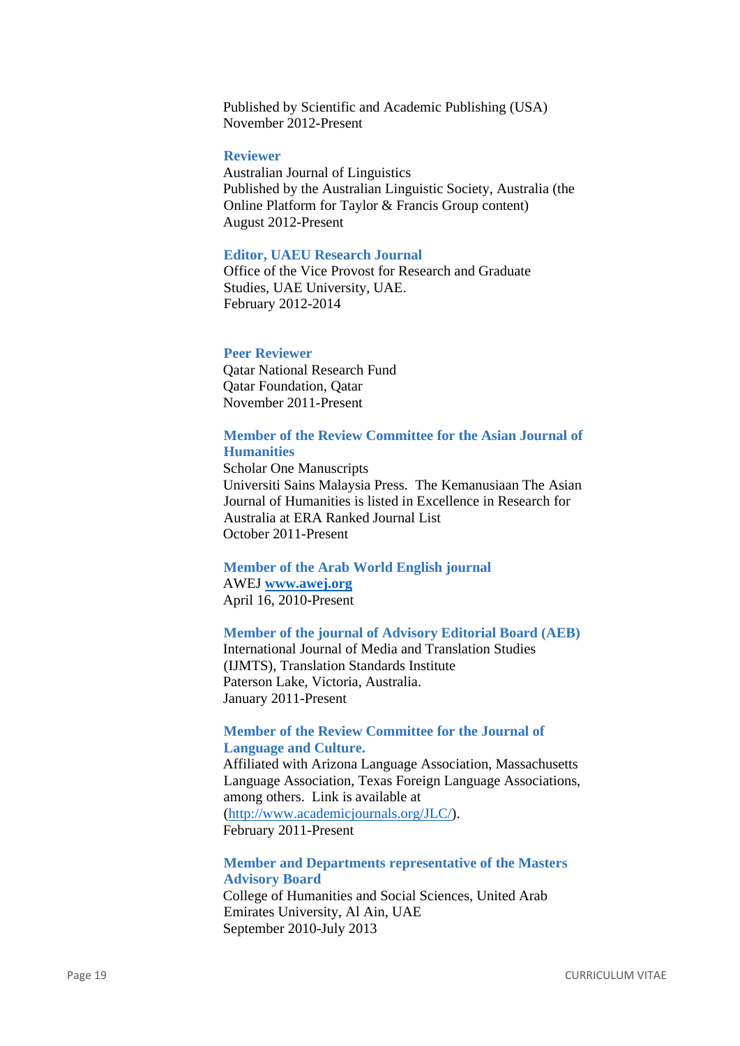Published by Scientific and Academic Publishing (USA)
November 2012-Present

**Reviewer**
Australian Journal of Linguistics
Published by the Australian Linguistic Society, Australia (the Online Platform for Taylor & Francis Group content)
August 2012-Present

**Editor, UAEU Research Journal**
Office of the Vice Provost for Research and Graduate Studies, UAE University, UAE.
February 2012-2014

**Peer Reviewer**
Qatar National Research Fund
Qatar Foundation, Qatar
November 2011-Present

**Member of the Review Committee for the Asian Journal of Humanities**
Scholar One Manuscripts
Universiti Sains Malaysia Press. The Kemanusiaan The Asian Journal of Humanities is listed in Excellence in Research for Australia at ERA Ranked Journal List
October 2011-Present

**Member of the Arab World English journal**
AWEJ **www.awej.org**
April 16, 2010-Present

**Member of the journal of Advisory Editorial Board (AEB)**
International Journal of Media and Translation Studies (IJMTS), Translation Standards Institute
Paterson Lake, Victoria, Australia.
January 2011-Present

**Member of the Review Committee for the Journal of Language and Culture.**
Affiliated with Arizona Language Association, Massachusetts Language Association, Texas Foreign Language Associations, among others. Link is available at (http://www.academicjournals.org/JLC/).
February 2011-Present

**Member and Departments representative of the Masters Advisory Board**
College of Humanities and Social Sciences, United Arab Emirates University, Al Ain, UAE
September 2010-July 2013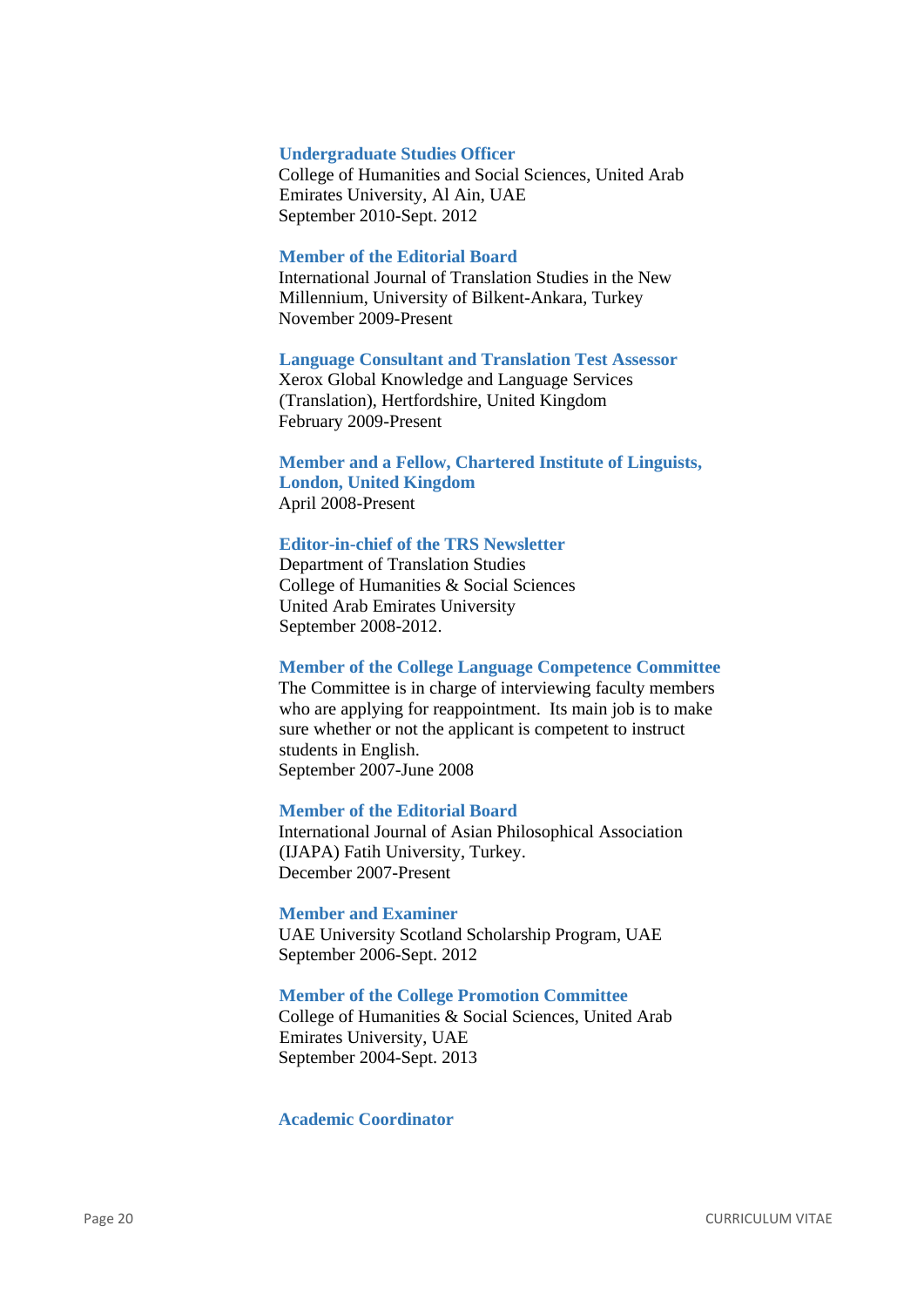**Undergraduate Studies Officer**
College of Humanities and Social Sciences, United Arab Emirates University, Al Ain, UAE
September 2010-Sept. 2012

**Member of the Editorial Board**
International Journal of Translation Studies in the New Millennium, University of Bilkent-Ankara, Turkey
November 2009-Present

**Language Consultant and Translation Test Assessor**
Xerox Global Knowledge and Language Services (Translation), Hertfordshire, United Kingdom
February 2009-Present

**Member and a Fellow, Chartered Institute of Linguists, London, United Kingdom**
April 2008-Present

**Editor-in-chief of the TRS Newsletter**
Department of Translation Studies
College of Humanities & Social Sciences
United Arab Emirates University
September 2008-2012.

**Member of the College Language Competence Committee**
The Committee is in charge of interviewing faculty members who are applying for reappointment. Its main job is to make sure whether or not the applicant is competent to instruct students in English.
September 2007-June 2008

**Member of the Editorial Board**
International Journal of Asian Philosophical Association (IJAPA) Fatih University, Turkey.
December 2007-Present

**Member and Examiner**
UAE University Scotland Scholarship Program, UAE
September 2006-Sept. 2012

**Member of the College Promotion Committee**
College of Humanities & Social Sciences, United Arab Emirates University, UAE
September 2004-Sept. 2013

**Academic Coordinator**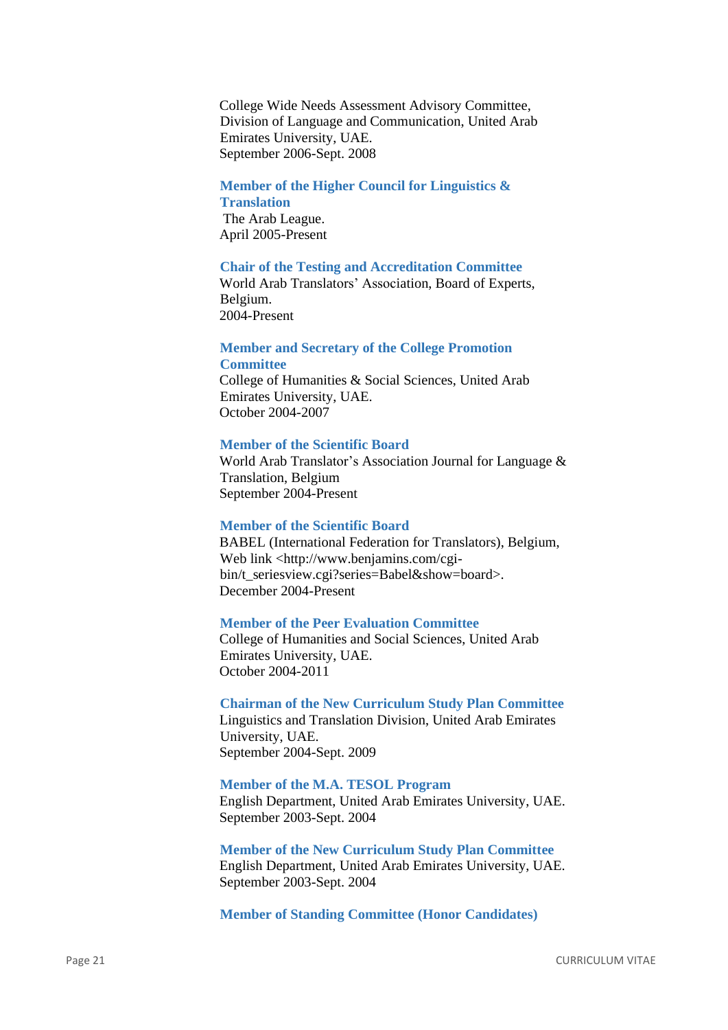College Wide Needs Assessment Advisory Committee, Division of Language and Communication, United Arab Emirates University, UAE.
September 2006-Sept. 2008

**Member of the Higher Council for Linguistics & Translation**
The Arab League.
April 2005-Present

**Chair of the Testing and Accreditation Committee**
World Arab Translators' Association, Board of Experts, Belgium.
2004-Present

**Member and Secretary of the College Promotion Committee**
College of Humanities & Social Sciences, United Arab Emirates University, UAE.
October 2004-2007

**Member of the Scientific Board**
World Arab Translator's Association Journal for Language & Translation, Belgium
September 2004-Present

**Member of the Scientific Board**
BABEL (International Federation for Translators), Belgium, Web link <http://www.benjamins.com/cgi-bin/t_seriesview.cgi?series=Babel&show=board>.
December 2004-Present

**Member of the Peer Evaluation Committee**
College of Humanities and Social Sciences, United Arab Emirates University, UAE.
October 2004-2011

**Chairman of the New Curriculum Study Plan Committee**
Linguistics and Translation Division, United Arab Emirates University, UAE.
September 2004-Sept. 2009

**Member of the M.A. TESOL Program**
English Department, United Arab Emirates University, UAE.
September 2003-Sept. 2004

**Member of the New Curriculum Study Plan Committee**
English Department, United Arab Emirates University, UAE.
September 2003-Sept. 2004

**Member of Standing Committee (Honor Candidates)**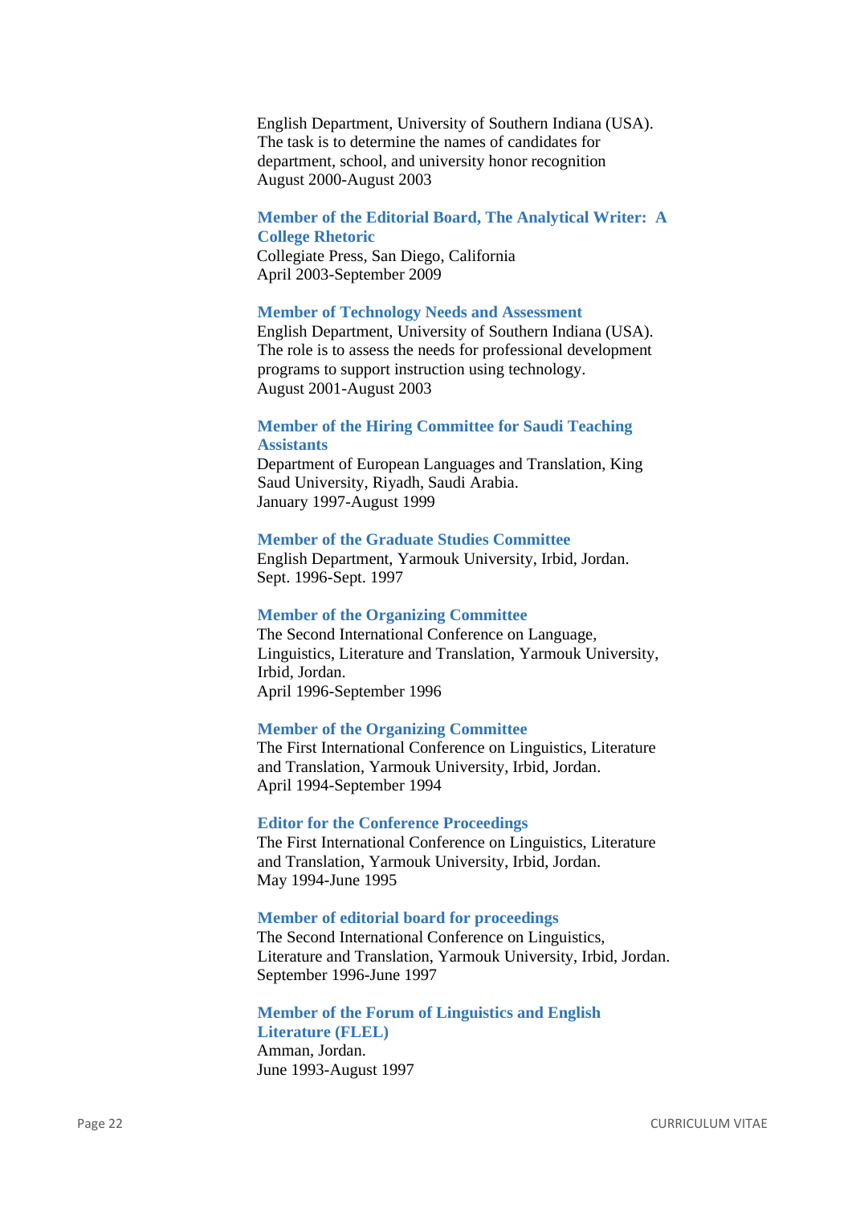English Department, University of Southern Indiana (USA).
The task is to determine the names of candidates for department, school, and university honor recognition
August 2000-August 2003

### Member of the Editorial Board, The Analytical Writer: A College Rhetoric

Collegiate Press, San Diego, California
April 2003-September 2009

### Member of Technology Needs and Assessment

English Department, University of Southern Indiana (USA).
The role is to assess the needs for professional development programs to support instruction using technology.
August 2001-August 2003

### Member of the Hiring Committee for Saudi Teaching Assistants

Department of European Languages and Translation, King Saud University, Riyadh, Saudi Arabia.
January 1997-August 1999

### Member of the Graduate Studies Committee

English Department, Yarmouk University, Irbid, Jordan.
Sept. 1996-Sept. 1997

### Member of the Organizing Committee

The Second International Conference on Language, Linguistics, Literature and Translation, Yarmouk University, Irbid, Jordan.
April 1996-September 1996

### Member of the Organizing Committee

The First International Conference on Linguistics, Literature and Translation, Yarmouk University, Irbid, Jordan.
April 1994-September 1994

### Editor for the Conference Proceedings

The First International Conference on Linguistics, Literature and Translation, Yarmouk University, Irbid, Jordan.
May 1994-June 1995

### Member of editorial board for proceedings

The Second International Conference on Linguistics, Literature and Translation, Yarmouk University, Irbid, Jordan.
September 1996-June 1997

### Member of the Forum of Linguistics and English Literature (FLEL)

Amman, Jordan.
June 1993-August 1997